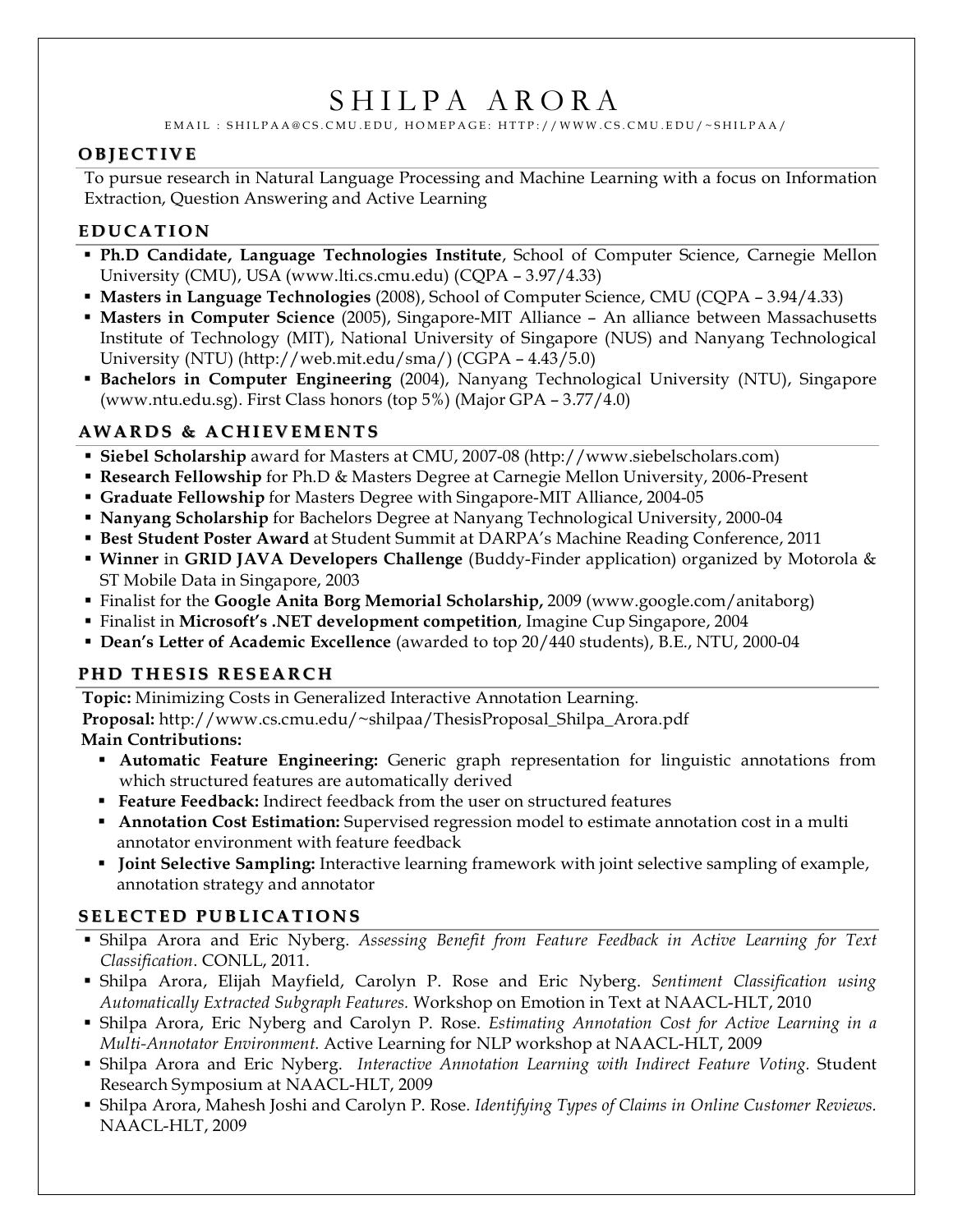# SHILPA ARORA

EMAIL : SHILPAA@CS.CMU.EDU, HOMEPAGE: HTTP://WWW.CS.CMU.EDU/~SHILPAA/

## OBJECTIVE

To pursue research in Natural Language Processing and Machine Learning with a focus on Information Extraction, Question Answering and Active Learning

## EDUCATION

- **Ph.D Candidate, Language Technologies Institute**, School of Computer Science, Carnegie Mellon University (CMU), USA (www.lti.cs.cmu.edu) (CQPA – 3.97/4.33)
- **Masters in Language Technologies** (2008), School of Computer Science, CMU (CQPA – 3.94/4.33)
- **Masters in Computer Science** (2005), Singapore-MIT Alliance – An alliance between Massachusetts Institute of Technology (MIT), National University of Singapore (NUS) and Nanyang Technological University (NTU) (http://web.mit.edu/sma/) (CGPA – 4.43/5.0)
- **Bachelors in Computer Engineering** (2004), Nanyang Technological University (NTU), Singapore (www.ntu.edu.sg). First Class honors (top 5%) (Major GPA – 3.77/4.0)

## AWARDS & ACHIEVEMENTS

- **Siebel Scholarship** award for Masters at CMU, 2007-08 (http://www.siebelscholars.com)
- **Research Fellowship** for Ph.D & Masters Degree at Carnegie Mellon University, 2006-Present
- **Graduate Fellowship** for Masters Degree with Singapore-MIT Alliance, 2004-05
- **Nanyang Scholarship** for Bachelors Degree at Nanyang Technological University, 2000-04
- **Best Student Poster Award** at Student Summit at DARPA's Machine Reading Conference, 2011
- **Winner** in **GRID JAVA Developers Challenge** (Buddy-Finder application) organized by Motorola & ST Mobile Data in Singapore, 2003
- Finalist for the **Google Anita Borg Memorial Scholarship,** 2009 (www.google.com/anitaborg)
- Finalist in **Microsoft's .NET development competition**, Imagine Cup Singapore, 2004
- **Dean's Letter of Academic Excellence** (awarded to top 20/440 students), B.E., NTU, 2000-04

## PHD THESIS RESEARCH

**Topic:** Minimizing Costs in Generalized Interactive Annotation Learning.
**Proposal:** http://www.cs.cmu.edu/~shilpaa/ThesisProposal_Shilpa_Arora.pdf
**Main Contributions:**

- **Automatic Feature Engineering:** Generic graph representation for linguistic annotations from which structured features are automatically derived
- **Feature Feedback:** Indirect feedback from the user on structured features
- **Annotation Cost Estimation:** Supervised regression model to estimate annotation cost in a multi annotator environment with feature feedback
- **Joint Selective Sampling:** Interactive learning framework with joint selective sampling of example, annotation strategy and annotator

## SELECTED PUBLICATIONS

- Shilpa Arora and Eric Nyberg. *Assessing Benefit from Feature Feedback in Active Learning for Text Classification*. CONLL, 2011.
- Shilpa Arora, Elijah Mayfield, Carolyn P. Rose and Eric Nyberg. *Sentiment Classification using Automatically Extracted Subgraph Features.* Workshop on Emotion in Text at NAACL-HLT, 2010
- Shilpa Arora, Eric Nyberg and Carolyn P. Rose. *Estimating Annotation Cost for Active Learning in a Multi-Annotator Environment.* Active Learning for NLP workshop at NAACL-HLT, 2009
- Shilpa Arora and Eric Nyberg. *Interactive Annotation Learning with Indirect Feature Voting.* Student Research Symposium at NAACL-HLT, 2009
- Shilpa Arora, Mahesh Joshi and Carolyn P. Rose. *Identifying Types of Claims in Online Customer Reviews.* NAACL-HLT, 2009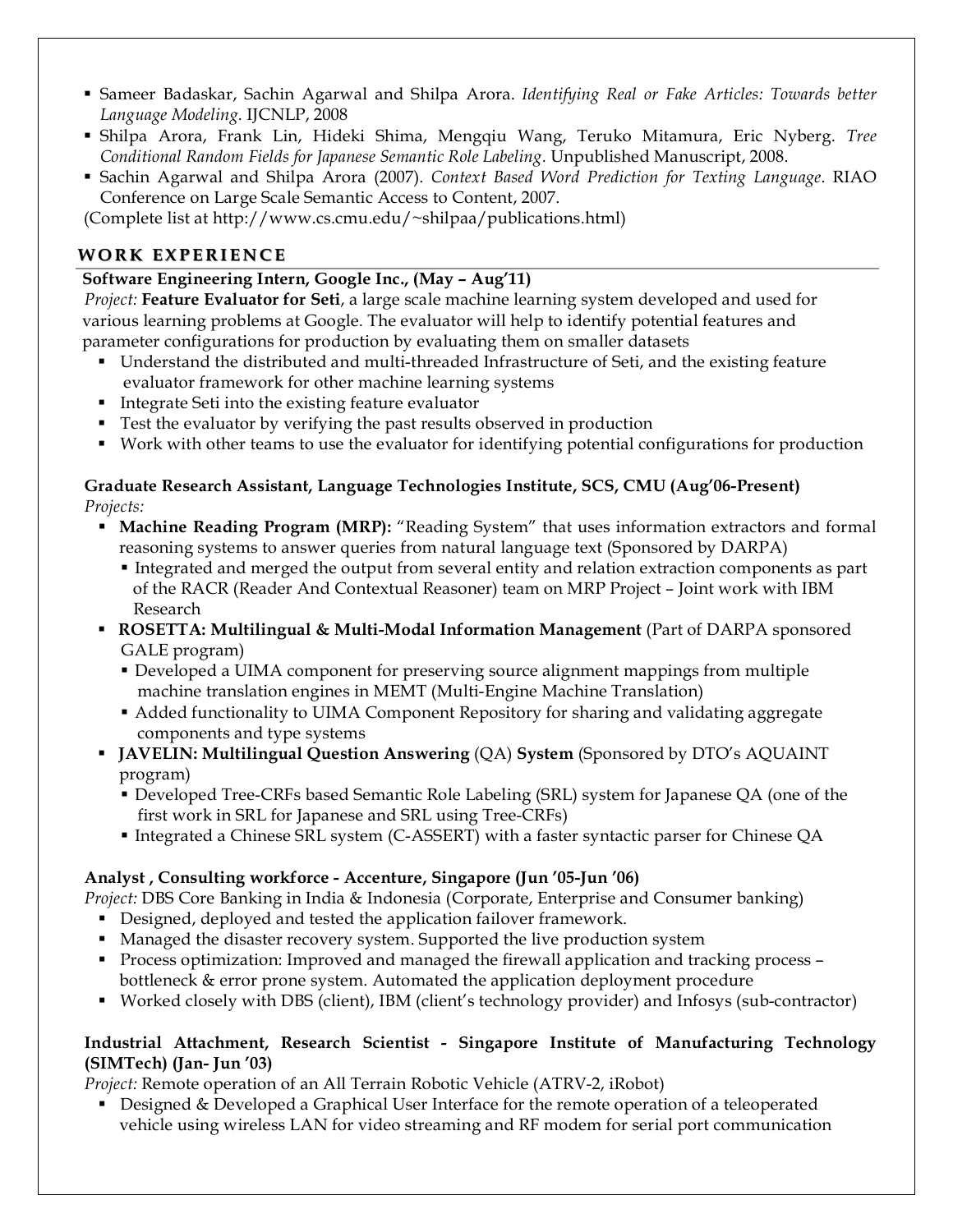- Sameer Badaskar, Sachin Agarwal and Shilpa Arora. *Identifying Real or Fake Articles: Towards better Language Modeling*. IJCNLP, 2008
- Shilpa Arora, Frank Lin, Hideki Shima, Mengqiu Wang, Teruko Mitamura, Eric Nyberg. *Tree Conditional Random Fields for Japanese Semantic Role Labeling*. Unpublished Manuscript, 2008.
- Sachin Agarwal and Shilpa Arora (2007). *Context Based Word Prediction for Texting Language*. RIAO Conference on Large Scale Semantic Access to Content, 2007.

(Complete list at http://www.cs.cmu.edu/~shilpaa/publications.html)

## WORK EXPERIENCE

**Software Engineering Intern, Google Inc., (May – Aug'11)**

*Project:* **Feature Evaluator for Seti**, a large scale machine learning system developed and used for various learning problems at Google. The evaluator will help to identify potential features and parameter configurations for production by evaluating them on smaller datasets

- Understand the distributed and multi-threaded Infrastructure of Seti, and the existing feature evaluator framework for other machine learning systems
- Integrate Seti into the existing feature evaluator
- Test the evaluator by verifying the past results observed in production
- Work with other teams to use the evaluator for identifying potential configurations for production

**Graduate Research Assistant, Language Technologies Institute, SCS, CMU (Aug'06-Present)**

*Projects:*

- **Machine Reading Program (MRP):** "Reading System" that uses information extractors and formal reasoning systems to answer queries from natural language text (Sponsored by DARPA)
  - Integrated and merged the output from several entity and relation extraction components as part of the RACR (Reader And Contextual Reasoner) team on MRP Project – Joint work with IBM Research
- **ROSETTA: Multilingual & Multi-Modal Information Management** (Part of DARPA sponsored GALE program)
  - Developed a UIMA component for preserving source alignment mappings from multiple machine translation engines in MEMT (Multi-Engine Machine Translation)
  - Added functionality to UIMA Component Repository for sharing and validating aggregate components and type systems
- **JAVELIN: Multilingual Question Answering** (QA) **System** (Sponsored by DTO's AQUAINT program)
  - Developed Tree-CRFs based Semantic Role Labeling (SRL) system for Japanese QA (one of the first work in SRL for Japanese and SRL using Tree-CRFs)
  - Integrated a Chinese SRL system (C-ASSERT) with a faster syntactic parser for Chinese QA

**Analyst , Consulting workforce - Accenture, Singapore (Jun '05-Jun '06)**

*Project:* DBS Core Banking in India & Indonesia (Corporate, Enterprise and Consumer banking)

- Designed, deployed and tested the application failover framework.
- Managed the disaster recovery system. Supported the live production system
- Process optimization: Improved and managed the firewall application and tracking process – bottleneck & error prone system. Automated the application deployment procedure
- Worked closely with DBS (client), IBM (client's technology provider) and Infosys (sub-contractor)

**Industrial Attachment, Research Scientist - Singapore Institute of Manufacturing Technology (SIMTech) (Jan- Jun '03)**

*Project:* Remote operation of an All Terrain Robotic Vehicle (ATRV-2, iRobot)

- Designed & Developed a Graphical User Interface for the remote operation of a teleoperated vehicle using wireless LAN for video streaming and RF modem for serial port communication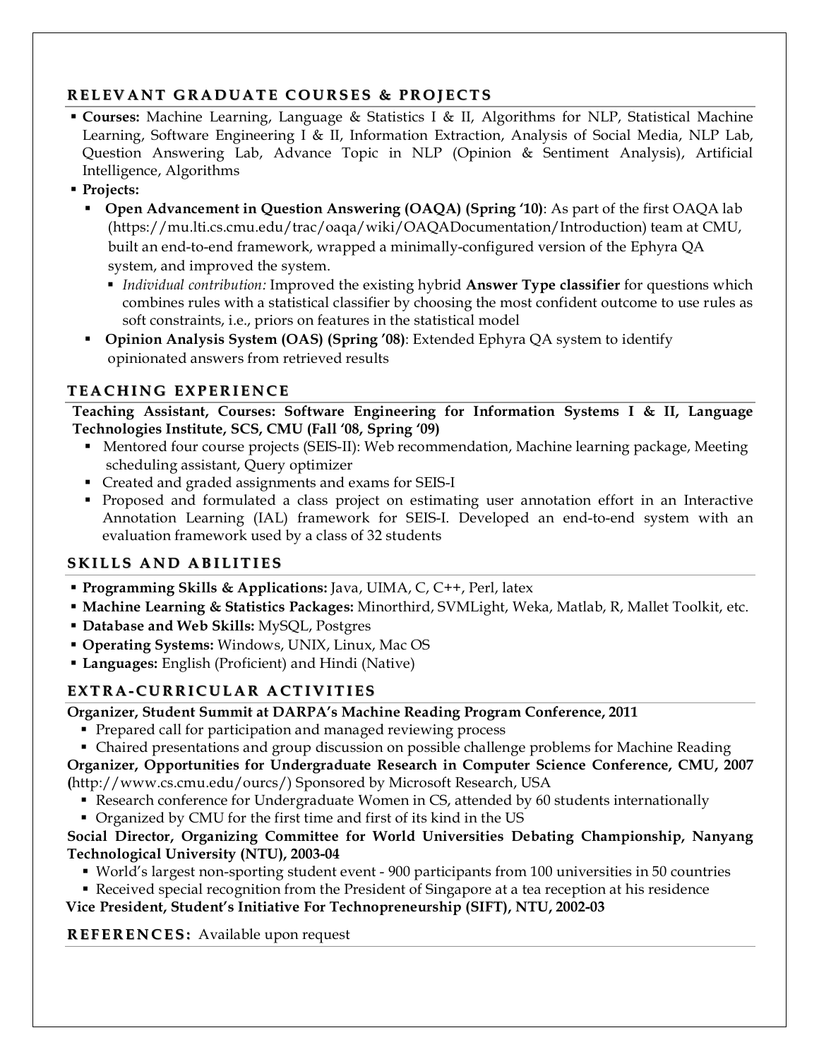## RELEVANT GRADUATE COURSES & PROJECTS

- **Courses:** Machine Learning, Language & Statistics I & II, Algorithms for NLP, Statistical Machine Learning, Software Engineering I & II, Information Extraction, Analysis of Social Media, NLP Lab, Question Answering Lab, Advance Topic in NLP (Opinion & Sentiment Analysis), Artificial Intelligence, Algorithms
- **Projects:**
  - **Open Advancement in Question Answering (OAQA) (Spring '10)**: As part of the first OAQA lab (https://mu.lti.cs.cmu.edu/trac/oaqa/wiki/OAQADocumentation/Introduction) team at CMU, built an end-to-end framework, wrapped a minimally-configured version of the Ephyra QA system, and improved the system.
    - *Individual contribution:* Improved the existing hybrid **Answer Type classifier** for questions which combines rules with a statistical classifier by choosing the most confident outcome to use rules as soft constraints, i.e., priors on features in the statistical model
  - **Opinion Analysis System (OAS) (Spring '08)**: Extended Ephyra QA system to identify opinionated answers from retrieved results

## TEACHING EXPERIENCE

**Teaching Assistant, Courses: Software Engineering for Information Systems I & II, Language Technologies Institute, SCS, CMU (Fall '08, Spring '09)**

- Mentored four course projects (SEIS-II): Web recommendation, Machine learning package, Meeting scheduling assistant, Query optimizer
- Created and graded assignments and exams for SEIS-I
- Proposed and formulated a class project on estimating user annotation effort in an Interactive Annotation Learning (IAL) framework for SEIS-I. Developed an end-to-end system with an evaluation framework used by a class of 32 students

## SKILLS AND ABILITIES

- **Programming Skills & Applications:** Java, UIMA, C, C++, Perl, latex
- **Machine Learning & Statistics Packages:** Minorthird, SVMLight, Weka, Matlab, R, Mallet Toolkit, etc.
- **Database and Web Skills:** MySQL, Postgres
- **Operating Systems:** Windows, UNIX, Linux, Mac OS
- **Languages:** English (Proficient) and Hindi (Native)

## EXTRA-CURRICULAR ACTIVITIES

**Organizer, Student Summit at DARPA's Machine Reading Program Conference, 2011**

- Prepared call for participation and managed reviewing process
- Chaired presentations and group discussion on possible challenge problems for Machine Reading

**Organizer, Opportunities for Undergraduate Research in Computer Science Conference, CMU, 2007 (**http://www.cs.cmu.edu/ourcs/) Sponsored by Microsoft Research, USA

- Research conference for Undergraduate Women in CS, attended by 60 students internationally
- Organized by CMU for the first time and first of its kind in the US

**Social Director, Organizing Committee for World Universities Debating Championship, Nanyang Technological University (NTU), 2003-04**

- World's largest non-sporting student event - 900 participants from 100 universities in 50 countries
- Received special recognition from the President of Singapore at a tea reception at his residence

**Vice President, Student's Initiative For Technopreneurship (SIFT), NTU, 2002-03**

**REFERENCES:** Available upon request